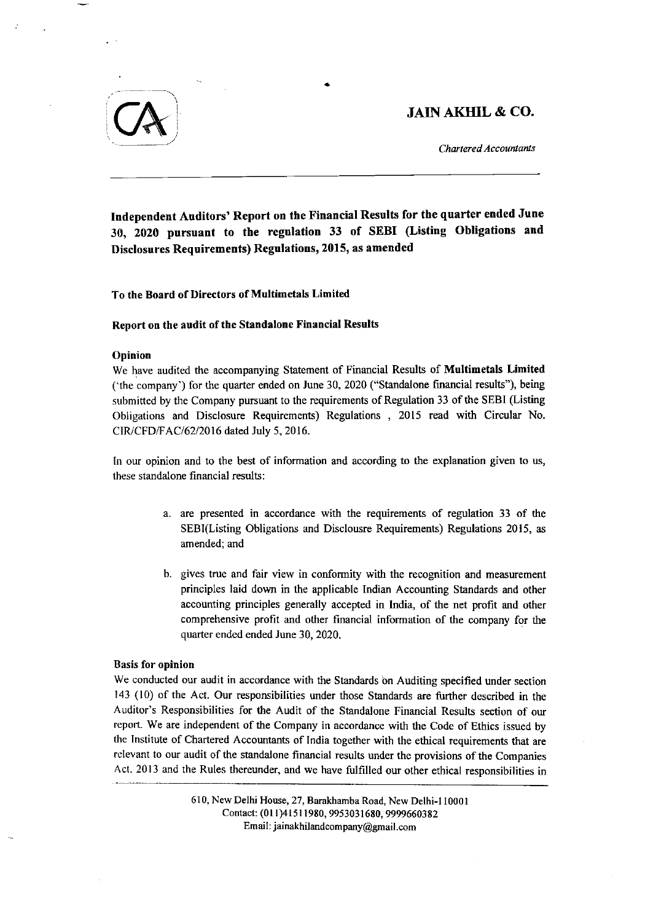# JAIN AKHIL & CO.

*Chartered Accountants*

---

**Independent Auditors' Report on the Financial Results for the quarter ended June 30, 2020 pursuant to the regulation 33 of SEBI (Listing Obligations and Disclosures Requirements) Regulations, 2015, as amended**

**To the Board of Directors of Multimetals Limited**

**Report on the audit of the Standalone Financial Results**

**Opinion**

We have audited the accompanying Statement of Financial Results of **Multimetals Limited** ('the company') for the quarter ended on June 30, 2020 ("Standalone financial results"), being submitted by the Company pursuant to the requirements of Regulation 33 of the SEBI (Listing Obligations and Disclosure Requirements) Regulations , 2015 read with Circular No. CIR/CFD/FAC/62/2016 dated July 5, 2016.

In our opinion and to the best of information and according to the explanation given to us, these standalone financial results:

a. are presented in accordance with the requirements of regulation 33 of the SEBI(Listing Obligations and Disclousre Requirements) Regulations 2015, as amended; and

b. gives true and fair view in conformity with the recognition and measurement principles laid down in the applicable Indian Accounting Standards and other accounting principles generally accepted in India, of the net profit and other comprehensive profit and other financial information of the company for the quarter ended ended June 30, 2020.

**Basis for opinion**

We conducted our audit in accordance with the Standards on Auditing specified under section 143 (10) of the Act. Our responsibilities under those Standards are further described in the Auditor's Responsibilities for the Audit of the Standalone Financial Results section of our report. We are independent of the Company in accordance with the Code of Ethics issued by the Institute of Chartered Accountants of India together with the ethical requirements that are relevant to our audit of the standalone financial results under the provisions of the Companies Act, 2013 and the Rules thereunder, and we have fulfilled our other ethical responsibilities in

---

610, New Delhi House, 27, Barakhamba Road, New Delhi-110001
Contact: (011)41511980, 9953031680, 9999660382
Email: jainakhilandcompany@gmail.com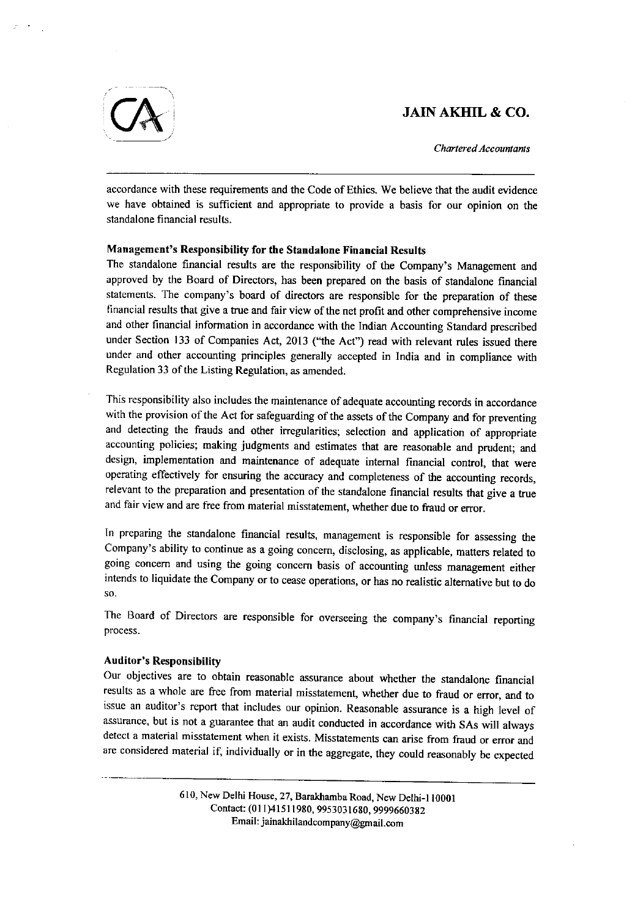accordance with these requirements and the Code of Ethics. We believe that the audit evidence we have obtained is sufficient and appropriate to provide a basis for our opinion on the standalone financial results.

**Management's Responsibility for the Standalone Financial Results**

The standalone financial results are the responsibility of the Company's Management and approved by the Board of Directors, has been prepared on the basis of standalone financial statements. The company's board of directors are responsible for the preparation of these financial results that give a true and fair view of the net profit and other comprehensive income and other financial information in accordance with the Indian Accounting Standard prescribed under Section 133 of Companies Act, 2013 ("the Act") read with relevant rules issued there under and other accounting principles generally accepted in India and in compliance with Regulation 33 of the Listing Regulation, as amended.

This responsibility also includes the maintenance of adequate accounting records in accordance with the provision of the Act for safeguarding of the assets of the Company and for preventing and detecting the frauds and other irregularities; selection and application of appropriate accounting policies; making judgments and estimates that are reasonable and prudent; and design, implementation and maintenance of adequate internal financial control, that were operating effectively for ensuring the accuracy and completeness of the accounting records, relevant to the preparation and presentation of the standalone financial results that give a true and fair view and are free from material misstatement, whether due to fraud or error.

In preparing the standalone financial results, management is responsible for assessing the Company's ability to continue as a going concern, disclosing, as applicable, matters related to going concern and using the going concern basis of accounting unless management either intends to liquidate the Company or to cease operations, or has no realistic alternative but to do so.

The Board of Directors are responsible for overseeing the company's financial reporting process.

**Auditor's Responsibility**

Our objectives are to obtain reasonable assurance about whether the standalone financial results as a whole are free from material misstatement, whether due to fraud or error, and to issue an auditor's report that includes our opinion. Reasonable assurance is a high level of assurance, but is not a guarantee that an audit conducted in accordance with SAs will always detect a material misstatement when it exists. Misstatements can arise from fraud or error and are considered material if, individually or in the aggregate, they could reasonably be expected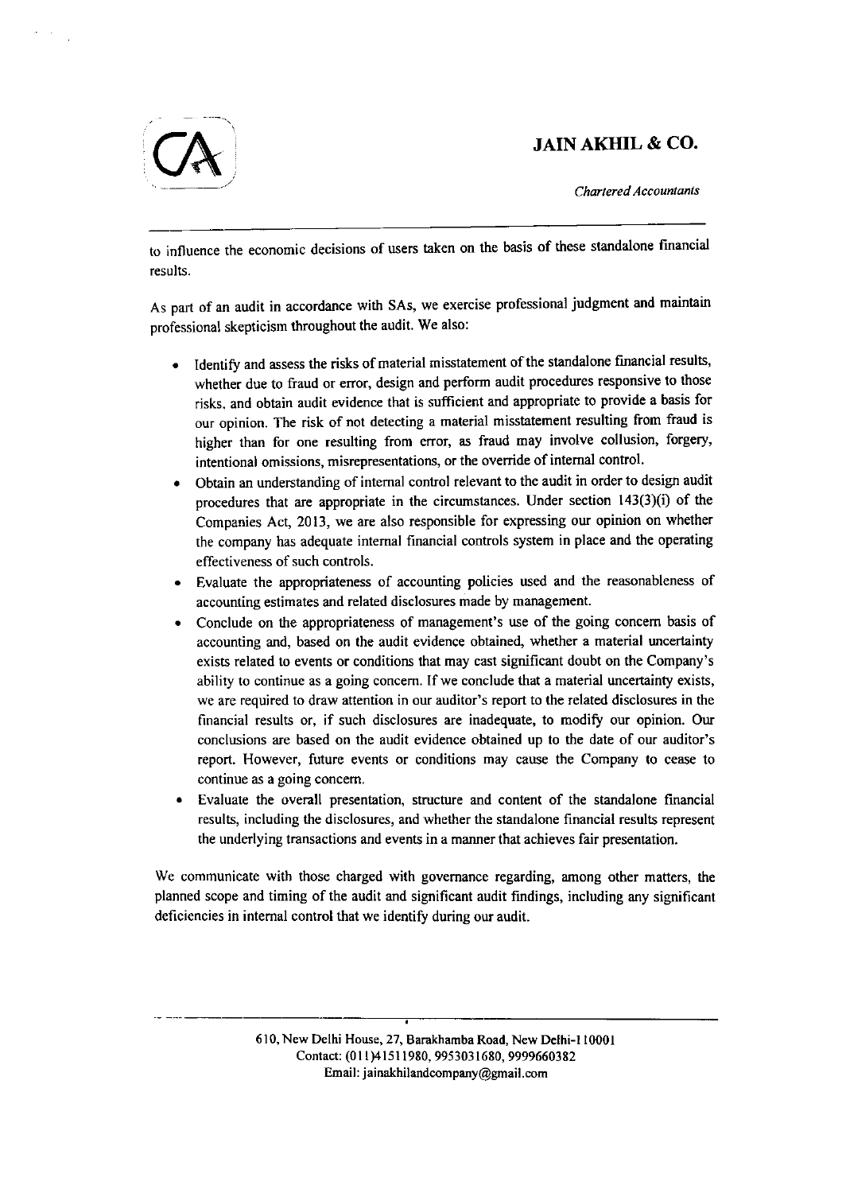to influence the economic decisions of users taken on the basis of these standalone financial results.

As part of an audit in accordance with SAs, we exercise professional judgment and maintain professional skepticism throughout the audit. We also:

- Identify and assess the risks of material misstatement of the standalone financial results, whether due to fraud or error, design and perform audit procedures responsive to those risks, and obtain audit evidence that is sufficient and appropriate to provide a basis for our opinion. The risk of not detecting a material misstatement resulting from fraud is higher than for one resulting from error, as fraud may involve collusion, forgery, intentional omissions, misrepresentations, or the override of internal control.
- Obtain an understanding of internal control relevant to the audit in order to design audit procedures that are appropriate in the circumstances. Under section 143(3)(i) of the Companies Act, 2013, we are also responsible for expressing our opinion on whether the company has adequate internal financial controls system in place and the operating effectiveness of such controls.
- Evaluate the appropriateness of accounting policies used and the reasonableness of accounting estimates and related disclosures made by management.
- Conclude on the appropriateness of management's use of the going concern basis of accounting and, based on the audit evidence obtained, whether a material uncertainty exists related to events or conditions that may cast significant doubt on the Company's ability to continue as a going concern. If we conclude that a material uncertainty exists, we are required to draw attention in our auditor's report to the related disclosures in the financial results or, if such disclosures are inadequate, to modify our opinion. Our conclusions are based on the audit evidence obtained up to the date of our auditor's report. However, future events or conditions may cause the Company to cease to continue as a going concern.
- Evaluate the overall presentation, structure and content of the standalone financial results, including the disclosures, and whether the standalone financial results represent the underlying transactions and events in a manner that achieves fair presentation.

We communicate with those charged with governance regarding, among other matters, the planned scope and timing of the audit and significant audit findings, including any significant deficiencies in internal control that we identify during our audit.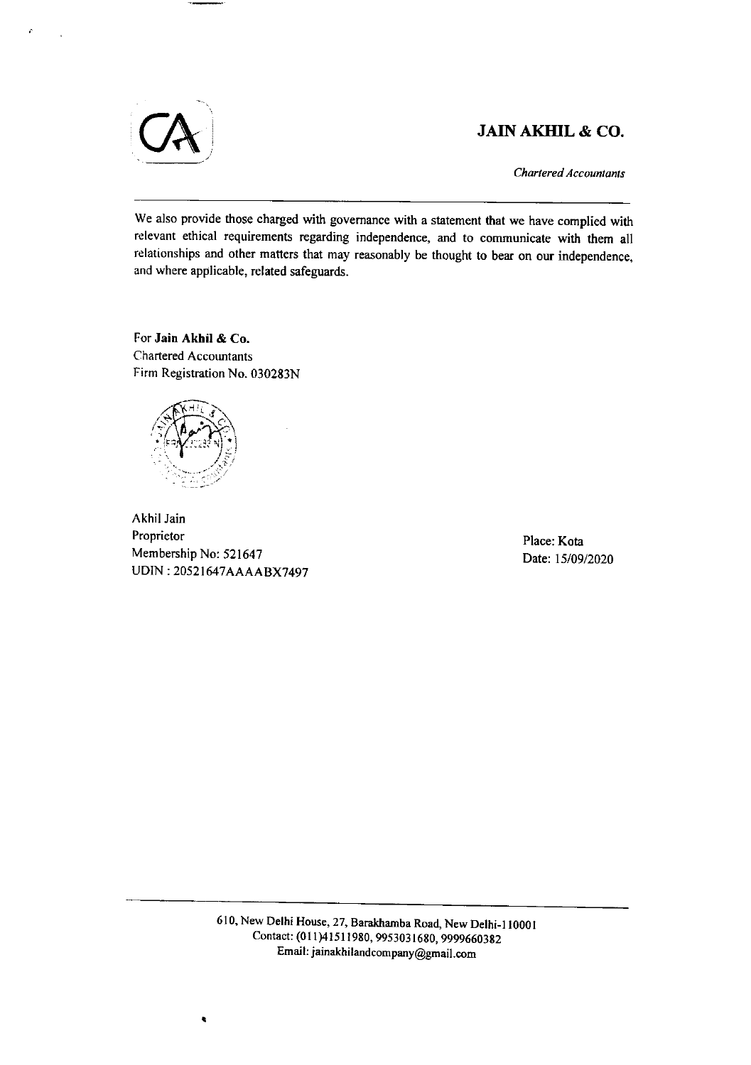We also provide those charged with governance with a statement that we have complied with relevant ethical requirements regarding independence, and to communicate with them all relationships and other matters that may reasonably be thought to bear on our independence, and where applicable, related safeguards.

For **Jain Akhil & Co.**
Chartered Accountants
Firm Registration No. 030283N

Akhil Jain
Proprietor
Membership No: 521647
UDIN : 20521647AAAABX7497

Place: Kota
Date: 15/09/2020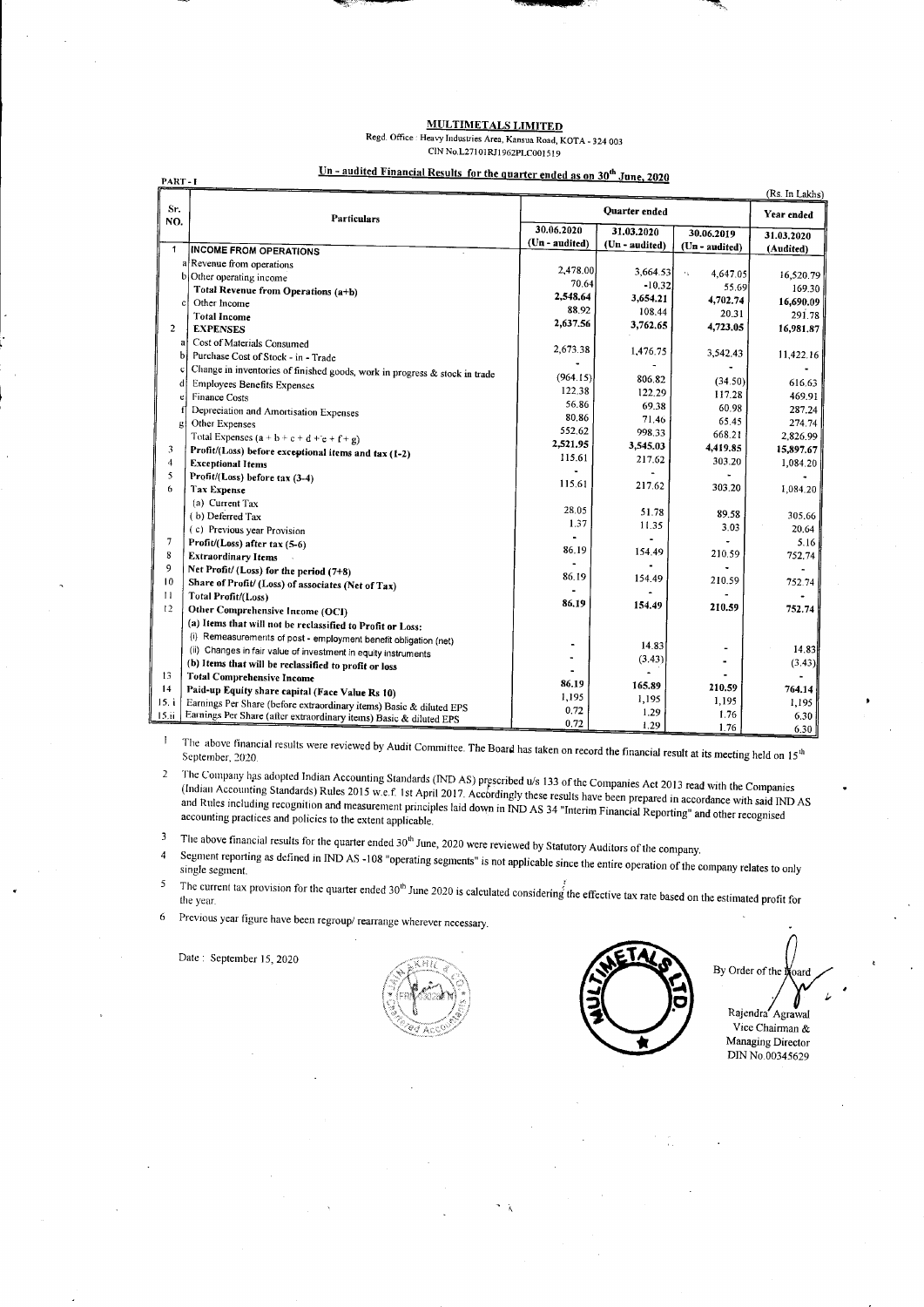# MULTIMETALS LIMITED

Regd. Office : Heavy Industries Area, Kansua Road, KOTA - 324 003

CIN No.L27101RJ1962PLC001519

PART - I

## Un - audited Financial Results for the quarter ended as on 30th June, 2020

(Rs. In Lakhs)

| Sr. NO. | Particulars | Quarter ended | | | Year ended |
|---|---|---|---|---|---|
| | | 30.06.2020 (Un - audited) | 31.03.2020 (Un - audited) | 30.06.2019 (Un - audited) | 31.03.2020 (Audited) |
| 1 | **INCOME FROM OPERATIONS** | | | | |
| a | Revenue from operations | 2,478.00 | 3,664.53 | 4,647.05 | 16,520.79 |
| b | Other operating income | 70.64 | -10.32 | 55.69 | 169.30 |
| | **Total Revenue from Operations (a+b)** | **2,548.64** | **3,654.21** | **4,702.74** | **16,690.09** |
| c | Other Income | 88.92 | 108.44 | 20.31 | 291.78 |
| | **Total Income** | **2,637.56** | **3,762.65** | **4,723.05** | **16,981.87** |
| 2 | **EXPENSES** | | | | |
| a | Cost of Materials Consumed | 2,673.38 | 1,476.75 | 3,542.43 | 11,422.16 |
| b | Purchase Cost of Stock - in - Trade | - | - | - | - |
| c | Change in inventories of finished goods, work in progress & stock in trade | (964.15) | 806.82 | (34.50) | 616.63 |
| d | Employees Benefits Expenses | 122.38 | 122.29 | 117.28 | 469.91 |
| e | Finance Costs | 56.86 | 69.38 | 60.98 | 287.24 |
| f | Depreciation and Amortisation Expenses | 80.86 | 71.46 | 65.45 | 274.74 |
| g | Other Expenses | 552.62 | 998.33 | 668.21 | 2,826.99 |
| | Total Expenses (a + b + c + d + e + f + g) | 2,521.95 | 3,545.03 | 4,419.85 | 15,897.67 |
| 3 | **Profit/(Loss) before exceptional items and tax (1-2)** | 115.61 | 217.62 | 303.20 | 1,084.20 |
| 4 | **Exceptional Items** | - | - | - | - |
| 5 | **Profit/(Loss) before tax (3-4)** | 115.61 | 217.62 | 303.20 | 1,084.20 |
| 6 | **Tax Expense** | | | | |
| | (a) Current Tax | 28.05 | 51.78 | 89.58 | 305.66 |
| | ( b) Deferred Tax | 1.37 | 11.35 | 3.03 | 20.64 |
| | ( c) Previous year Provision | - | - | - | 5.16 |
| 7 | **Profit/(Loss) after tax (5-6)** | 86.19 | 154.49 | 210.59 | 752.74 |
| 8 | **Extraordinary Items** | - | - | - | - |
| 9 | **Net Profit/ (Loss) for the period (7+8)** | 86.19 | 154.49 | 210.59 | 752.74 |
| 10 | **Share of Profit/ (Loss) of associates (Net of Tax)** | - | - | - | - |
| 11 | **Total Profit/(Loss)** | **86.19** | **154.49** | **210.59** | **752.74** |
| 12 | **Other Comprehensive Income (OCI)** | | | | |
| | **(a) Items that will not be reclassified to Profit or Loss:** | | | | |
| | (i) Remeasurements of post - employment benefit obligation (net) | - | 14.83 | - | 14.83 |
| | (ii) Changes in fair value of investment in equity instruments | - | (3.43) | - | (3.43) |
| | **(b) Items that will be reclassified to profit or loss** | - | - | - | - |
| 13 | **Total Comprehensive Income** | 86.19 | 165.89 | 210.59 | 764.14 |
| 14 | **Paid-up Equity share capital (Face Value Rs 10)** | 1,195 | 1,195 | 1,195 | 1,195 |
| 15. i | Earnings Per Share (before extraordinary items) Basic & diluted EPS | 0.72 | 1.29 | 1.76 | 6.30 |
| 15.ii | Earnings Per Share (after extraordinary items) Basic & diluted EPS | 0.72 | 1.29 | 1.76 | 6.30 |

1. The above financial results were reviewed by Audit Committee. The Board has taken on record the financial result at its meeting held on 15th September, 2020.
2. The Company has adopted Indian Accounting Standards (IND AS) prescribed u/s 133 of the Companies Act 2013 read with the Companies (Indian Accounting Standards) Rules 2015 w.e.f. 1st April 2017. Accordingly these results have been prepared in accordance with said IND AS and Rules including recognition and measurement principles laid down in IND AS 34 "Interim Financial Reporting" and other recognised accounting practices and policies to the extent applicable.
3. The above financial results for the quarter ended 30th June, 2020 were reviewed by Statutory Auditors of the company.
4. Segment reporting as defined in IND AS -108 "operating segments" is not applicable since the entire operation of the company relates to only single segment.
5. The current tax provision for the quarter ended 30th June 2020 is calculated considering the effective tax rate based on the estimated profit for the year.
6. Previous year figure have been regroup/ rearrange wherever necessary.

Date : September 15, 2020

By Order of the Board

Rajendra Agrawal
Vice Chairman &
Managing Director
DIN No.00345629